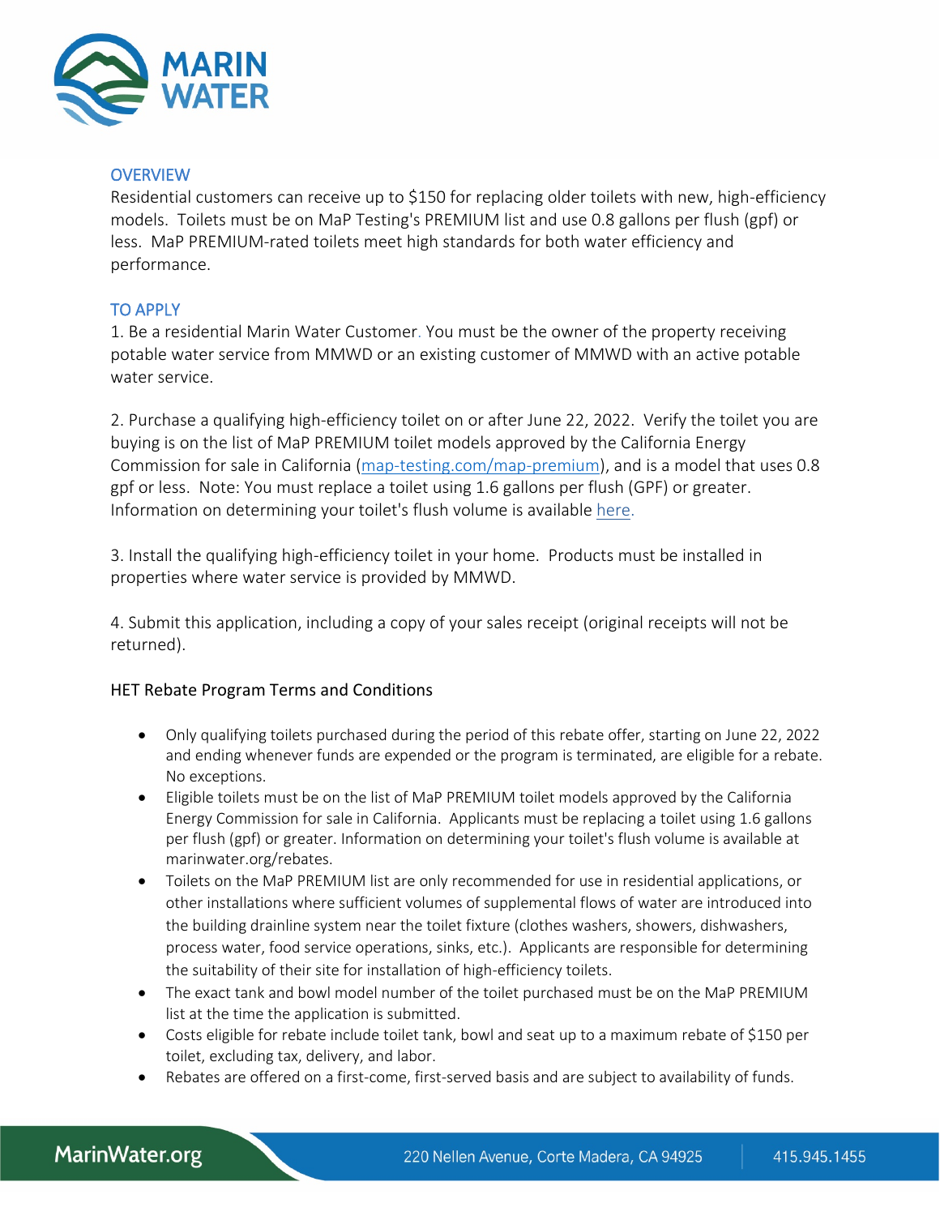## OVERVIEW

Residential customers can receive up to $150 for replacing older toilets with new, high-efficiency models. Toilets must be on MaP Testing's PREMIUM list and use 0.8 gallons per flush (gpf) or less. MaP PREMIUM-rated toilets meet high standards for both water efficiency and performance.

## TO APPLY

1. Be a residential Marin Water Customer. You must be the owner of the property receiving potable water service from MMWD or an existing customer of MMWD with an active potable water service.

2. Purchase a qualifying high-efficiency toilet on or after June 22, 2022. Verify the toilet you are buying is on the list of MaP PREMIUM toilet models approved by the California Energy Commission for sale in California (map-testing.com/map-premium), and is a model that uses 0.8 gpf or less. Note: You must replace a toilet using 1.6 gallons per flush (GPF) or greater. Information on determining your toilet's flush volume is available here.

3. Install the qualifying high-efficiency toilet in your home. Products must be installed in properties where water service is provided by MMWD.

4. Submit this application, including a copy of your sales receipt (original receipts will not be returned).

### HET Rebate Program Terms and Conditions

- Only qualifying toilets purchased during the period of this rebate offer, starting on June 22, 2022 and ending whenever funds are expended or the program is terminated, are eligible for a rebate. No exceptions.
- Eligible toilets must be on the list of MaP PREMIUM toilet models approved by the California Energy Commission for sale in California. Applicants must be replacing a toilet using 1.6 gallons per flush (gpf) or greater. Information on determining your toilet's flush volume is available at marinwater.org/rebates.
- Toilets on the MaP PREMIUM list are only recommended for use in residential applications, or other installations where sufficient volumes of supplemental flows of water are introduced into the building drainline system near the toilet fixture (clothes washers, showers, dishwashers, process water, food service operations, sinks, etc.). Applicants are responsible for determining the suitability of their site for installation of high-efficiency toilets.
- The exact tank and bowl model number of the toilet purchased must be on the MaP PREMIUM list at the time the application is submitted.
- Costs eligible for rebate include toilet tank, bowl and seat up to a maximum rebate of $150 per toilet, excluding tax, delivery, and labor.
- Rebates are offered on a first-come, first-served basis and are subject to availability of funds.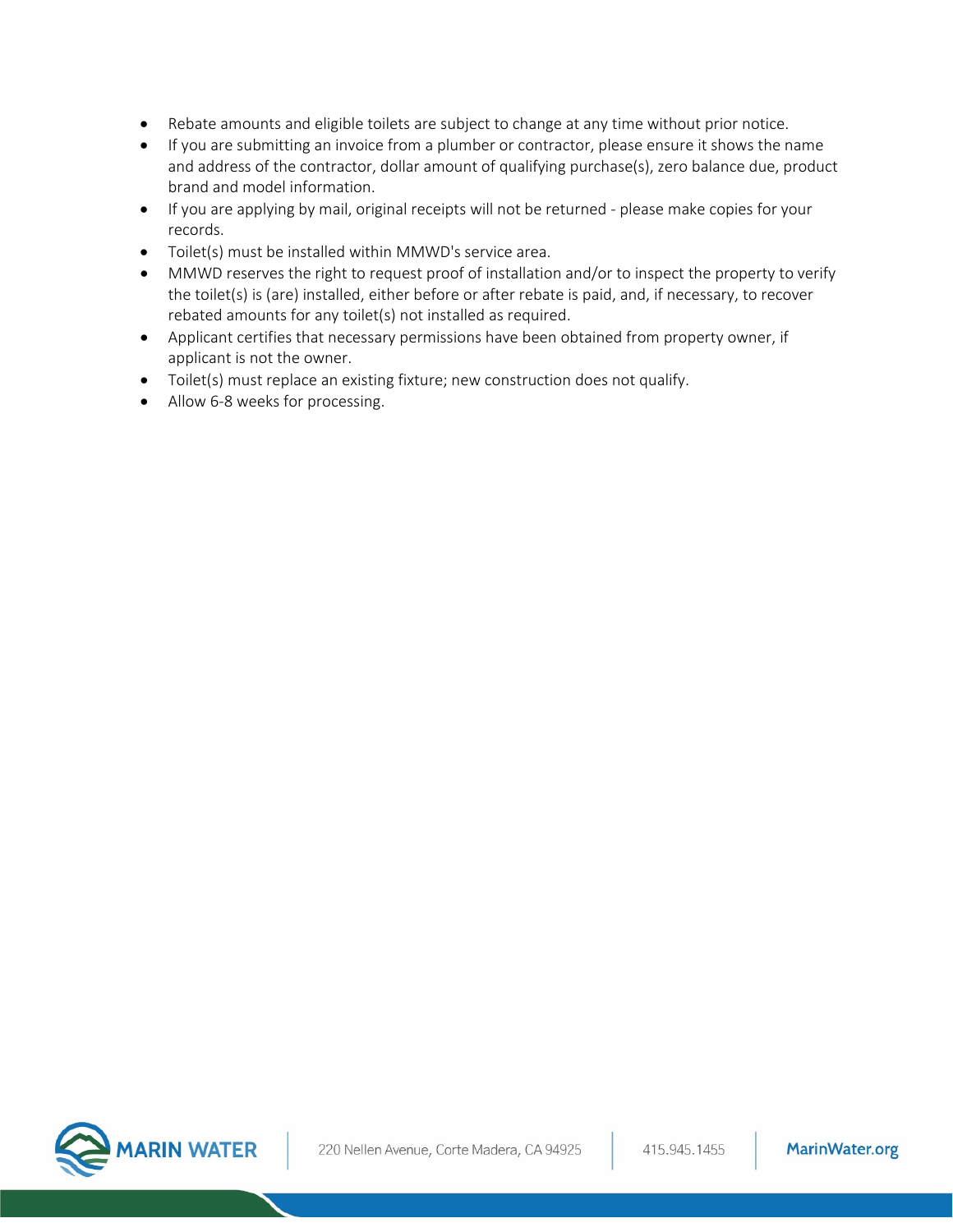- Rebate amounts and eligible toilets are subject to change at any time without prior notice.
- If you are submitting an invoice from a plumber or contractor, please ensure it shows the name and address of the contractor, dollar amount of qualifying purchase(s), zero balance due, product brand and model information.
- If you are applying by mail, original receipts will not be returned - please make copies for your records.
- Toilet(s) must be installed within MMWD's service area.
- MMWD reserves the right to request proof of installation and/or to inspect the property to verify the toilet(s) is (are) installed, either before or after rebate is paid, and, if necessary, to recover rebated amounts for any toilet(s) not installed as required.
- Applicant certifies that necessary permissions have been obtained from property owner, if applicant is not the owner.
- Toilet(s) must replace an existing fixture; new construction does not qualify.
- Allow 6-8 weeks for processing.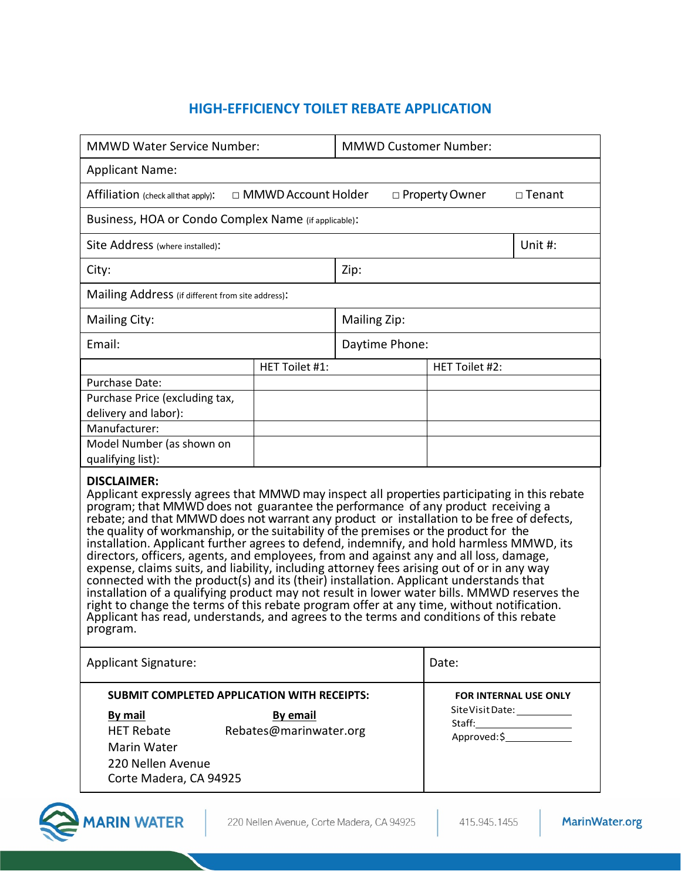# HIGH-EFFICIENCY TOILET REBATE APPLICATION

| MMWD Water Service Number: | MMWD Customer Number: |
|---|---|
| Applicant Name: | |
| Affiliation (check all that apply): □ MMWD Account Holder □ Property Owner □ Tenant | |
| Business, HOA or Condo Complex Name (if applicable): | |
| Site Address (where installed): | Unit #: |
| City: | Zip: |
| Mailing Address (if different from site address): | |
| Mailing City: | Mailing Zip: |
| Email: | Daytime Phone: |

| | HET Toilet #1: | HET Toilet #2: |
|---|---|---|
| Purchase Date: | | |
| Purchase Price (excluding tax, delivery and labor): | | |
| Manufacturer: | | |
| Model Number (as shown on qualifying list): | | |

**DISCLAIMER:**
Applicant expressly agrees that MMWD may inspect all properties participating in this rebate program; that MMWD does not guarantee the performance of any product receiving a rebate; and that MMWD does not warrant any product or installation to be free of defects, the quality of workmanship, or the suitability of the premises or the product for the installation. Applicant further agrees to defend, indemnify, and hold harmless MMWD, its directors, officers, agents, and employees, from and against any and all loss, damage, expense, claims suits, and liability, including attorney fees arising out of or in any way connected with the product(s) and its (their) installation. Applicant understands that installation of a qualifying product may not result in lower water bills. MMWD reserves the right to change the terms of this rebate program offer at any time, without notification. Applicant has read, understands, and agrees to the terms and conditions of this rebate program.

| Applicant Signature: | Date: |
|---|---|

**SUBMIT COMPLETED APPLICATION WITH RECEIPTS:**

**By mail**
HET Rebate
Marin Water
220 Nellen Avenue
Corte Madera, CA 94925

**By email**
Rebates@marinwater.org

**FOR INTERNAL USE ONLY**
Site Visit Date: ____________
Staff: ____________
Approved: $ ____________

MARIN WATER | 220 Nellen Avenue, Corte Madera, CA 94925 | 415.945.1455 | MarinWater.org